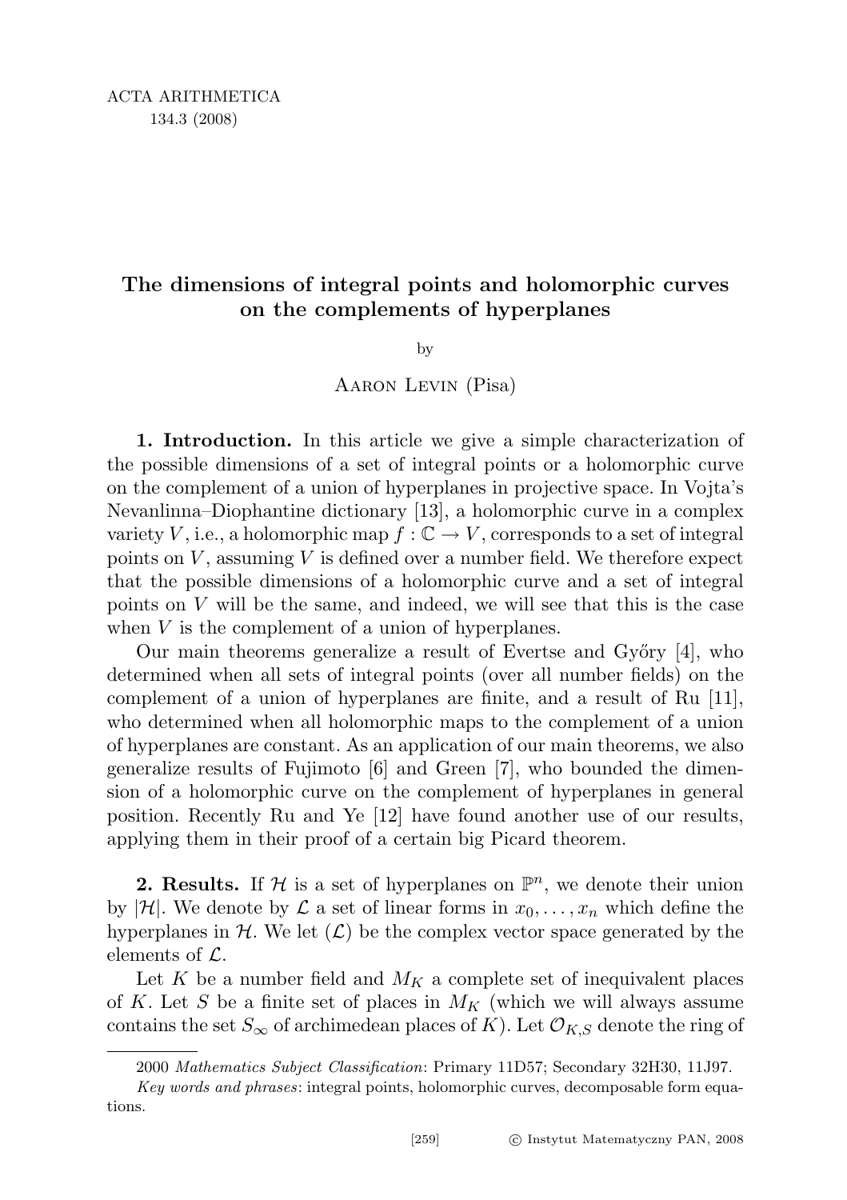# The dimensions of integral points and holomorphic curves on the complements of hyperplanes

by

Aaron Levin (Pisa)

**1. Introduction.** In this article we give a simple characterization of the possible dimensions of a set of integral points or a holomorphic curve on the complement of a union of hyperplanes in projective space. In Vojta's Nevanlinna–Diophantine dictionary [13], a holomorphic curve in a complex variety $V$, i.e., a holomorphic map $f : \mathbb{C} \to V$, corresponds to a set of integral points on $V$, assuming $V$ is defined over a number field. We therefore expect that the possible dimensions of a holomorphic curve and a set of integral points on $V$ will be the same, and indeed, we will see that this is the case when $V$ is the complement of a union of hyperplanes.

Our main theorems generalize a result of Evertse and Győry [4], who determined when all sets of integral points (over all number fields) on the complement of a union of hyperplanes are finite, and a result of Ru [11], who determined when all holomorphic maps to the complement of a union of hyperplanes are constant. As an application of our main theorems, we also generalize results of Fujimoto [6] and Green [7], who bounded the dimension of a holomorphic curve on the complement of hyperplanes in general position. Recently Ru and Ye [12] have found another use of our results, applying them in their proof of a certain big Picard theorem.

**2. Results.** If $\mathcal{H}$ is a set of hyperplanes on $\mathbb{P}^n$, we denote their union by $|\mathcal{H}|$. We denote by $\mathcal{L}$ a set of linear forms in $x_0, \ldots, x_n$ which define the hyperplanes in $\mathcal{H}$. We let $(\mathcal{L})$ be the complex vector space generated by the elements of $\mathcal{L}$.

Let $K$ be a number field and $M_K$ a complete set of inequivalent places of $K$. Let $S$ be a finite set of places in $M_K$ (which we will always assume contains the set $S_\infty$ of archimedean places of $K$). Let $\mathcal{O}_{K,S}$ denote the ring of

2000 *Mathematics Subject Classification*: Primary 11D57; Secondary 32H30, 11J97.

*Key words and phrases*: integral points, holomorphic curves, decomposable form equations.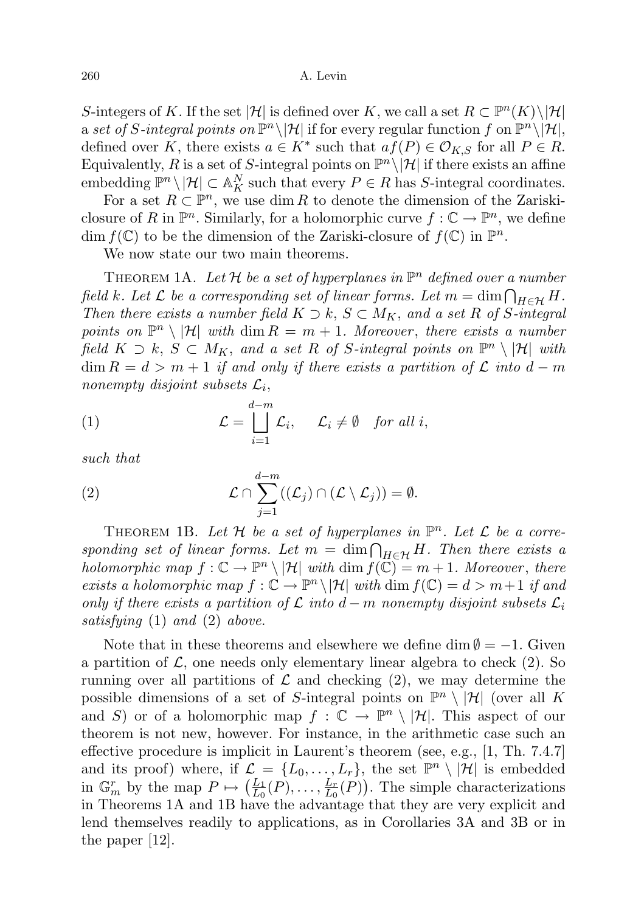$S$-integers of $K$. If the set $|\mathcal{H}|$ is defined over $K$, we call a set $R \subset \mathbb{P}^n(K)\setminus|\mathcal{H}|$ a *set of $S$-integral points on* $\mathbb{P}^n\setminus|\mathcal{H}|$ if for every regular function $f$ on $\mathbb{P}^n\setminus|\mathcal{H}|$, defined over $K$, there exists $a \in K^*$ such that $af(P) \in \mathcal{O}_{K,S}$ for all $P \in R$. Equivalently, $R$ is a set of $S$-integral points on $\mathbb{P}^n\setminus|\mathcal{H}|$ if there exists an affine embedding $\mathbb{P}^n\setminus|\mathcal{H}| \subset \mathbb{A}^N_K$ such that every $P \in R$ has $S$-integral coordinates.

For a set $R \subset \mathbb{P}^n$, we use $\dim R$ to denote the dimension of the Zariski-closure of $R$ in $\mathbb{P}^n$. Similarly, for a holomorphic curve $f : \mathbb{C} \to \mathbb{P}^n$, we define $\dim f(\mathbb{C})$ to be the dimension of the Zariski-closure of $f(\mathbb{C})$ in $\mathbb{P}^n$.

We now state our two main theorems.

THEOREM 1A. *Let $\mathcal{H}$ be a set of hyperplanes in $\mathbb{P}^n$ defined over a number field $k$. Let $\mathcal{L}$ be a corresponding set of linear forms. Let $m = \dim\bigcap_{H\in\mathcal{H}} H$. Then there exists a number field $K \supset k$, $S \subset M_K$, and a set $R$ of $S$-integral points on $\mathbb{P}^n \setminus |\mathcal{H}|$ with $\dim R = m + 1$. Moreover, there exists a number field $K \supset k$, $S \subset M_K$, and a set $R$ of $S$-integral points on $\mathbb{P}^n \setminus |\mathcal{H}|$ with $\dim R = d > m + 1$ if and only if there exists a partition of $\mathcal{L}$ into $d - m$ nonempty disjoint subsets $\mathcal{L}_i$,*

$$\mathcal{L} = \bigsqcup_{i=1}^{d-m} \mathcal{L}_i, \qquad \mathcal{L}_i \neq \emptyset \quad \text{for all } i, \tag{1}$$

*such that*

$$\mathcal{L} \cap \sum_{j=1}^{d-m} ((\mathcal{L}_j) \cap (\mathcal{L} \setminus \mathcal{L}_j)) = \emptyset. \tag{2}$$

THEOREM 1B. *Let $\mathcal{H}$ be a set of hyperplanes in $\mathbb{P}^n$. Let $\mathcal{L}$ be a corresponding set of linear forms. Let $m = \dim\bigcap_{H\in\mathcal{H}} H$. Then there exists a holomorphic map $f : \mathbb{C} \to \mathbb{P}^n \setminus |\mathcal{H}|$ with $\dim f(\mathbb{C}) = m + 1$. Moreover, there exists a holomorphic map $f : \mathbb{C} \to \mathbb{P}^n\setminus|\mathcal{H}|$ with $\dim f(\mathbb{C}) = d > m+1$ if and only if there exists a partition of $\mathcal{L}$ into $d - m$ nonempty disjoint subsets $\mathcal{L}_i$ satisfying* (1) *and* (2) *above.*

Note that in these theorems and elsewhere we define $\dim\emptyset = -1$. Given a partition of $\mathcal{L}$, one needs only elementary linear algebra to check (2). So running over all partitions of $\mathcal{L}$ and checking (2), we may determine the possible dimensions of a set of $S$-integral points on $\mathbb{P}^n \setminus |\mathcal{H}|$ (over all $K$ and $S$) or of a holomorphic map $f : \mathbb{C} \to \mathbb{P}^n \setminus |\mathcal{H}|$. This aspect of our theorem is not new, however. For instance, in the arithmetic case such an effective procedure is implicit in Laurent's theorem (see, e.g., [1, Th. 7.4.7] and its proof) where, if $\mathcal{L} = \{L_0, \ldots, L_r\}$, the set $\mathbb{P}^n \setminus |\mathcal{H}|$ is embedded in $\mathbb{G}_m^r$ by the map $P \mapsto \left(\frac{L_1}{L_0}(P), \ldots, \frac{L_r}{L_0}(P)\right)$. The simple characterizations in Theorems 1A and 1B have the advantage that they are very explicit and lend themselves readily to applications, as in Corollaries 3A and 3B or in the paper [12].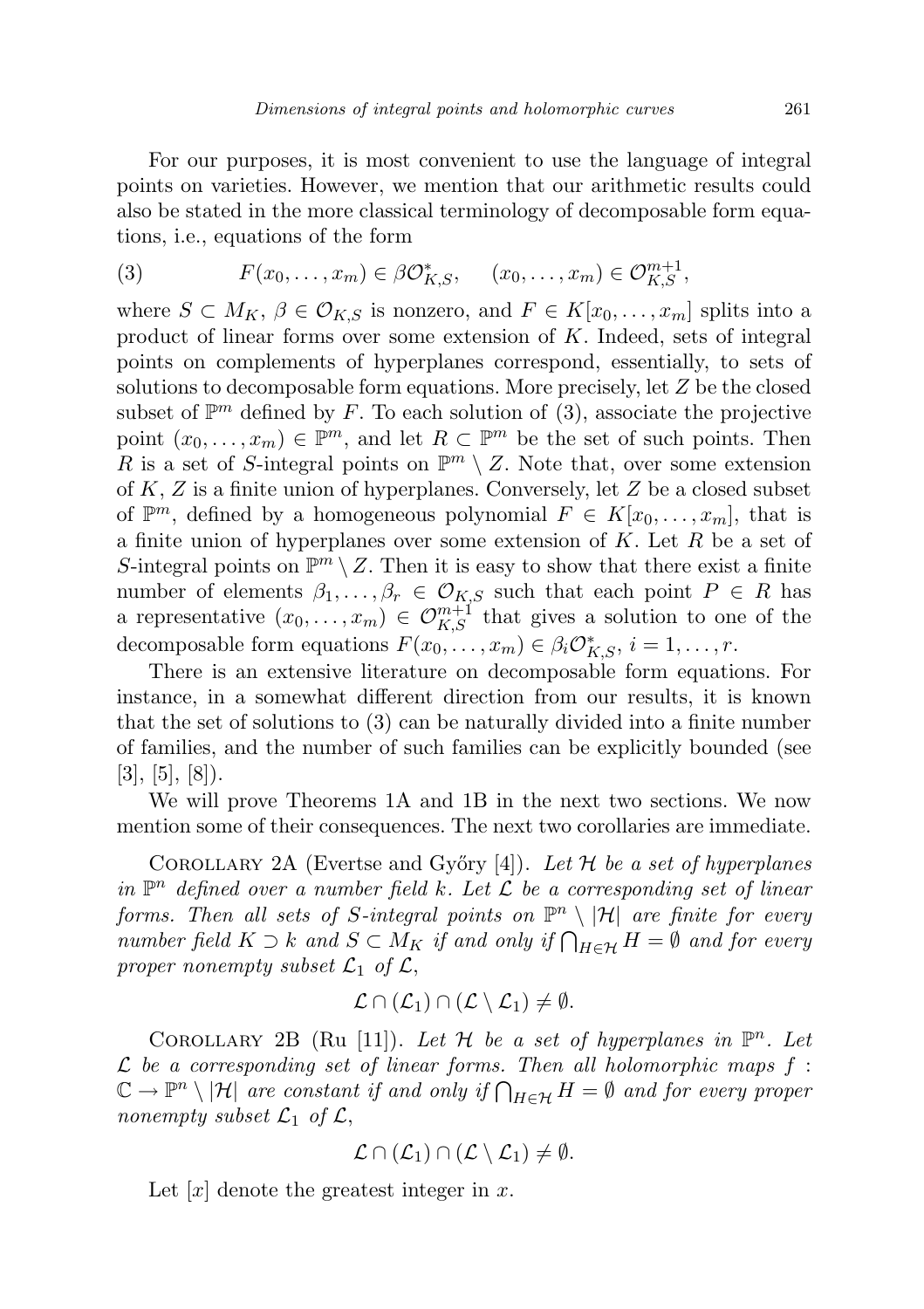For our purposes, it is most convenient to use the language of integral points on varieties. However, we mention that our arithmetic results could also be stated in the more classical terminology of decomposable form equations, i.e., equations of the form

$$F(x_0,\dots,x_m)\in\beta\mathcal{O}_{K,S}^*,\quad (x_0,\dots,x_m)\in\mathcal{O}_{K,S}^{m+1},\tag{3}$$

where $S\subset M_K$, $\beta\in\mathcal{O}_{K,S}$ is nonzero, and $F\in K[x_0,\dots,x_m]$ splits into a product of linear forms over some extension of $K$. Indeed, sets of integral points on complements of hyperplanes correspond, essentially, to sets of solutions to decomposable form equations. More precisely, let $Z$ be the closed subset of $\mathbb{P}^m$ defined by $F$. To each solution of (3), associate the projective point $(x_0,\dots,x_m)\in\mathbb{P}^m$, and let $R\subset\mathbb{P}^m$ be the set of such points. Then $R$ is a set of $S$-integral points on $\mathbb{P}^m\setminus Z$. Note that, over some extension of $K$, $Z$ is a finite union of hyperplanes. Conversely, let $Z$ be a closed subset of $\mathbb{P}^m$, defined by a homogeneous polynomial $F\in K[x_0,\dots,x_m]$, that is a finite union of hyperplanes over some extension of $K$. Let $R$ be a set of $S$-integral points on $\mathbb{P}^m\setminus Z$. Then it is easy to show that there exist a finite number of elements $\beta_1,\dots,\beta_r\in\mathcal{O}_{K,S}$ such that each point $P\in R$ has a representative $(x_0,\dots,x_m)\in\mathcal{O}_{K,S}^{m+1}$ that gives a solution to one of the decomposable form equations $F(x_0,\dots,x_m)\in\beta_i\mathcal{O}_{K,S}^*$, $i=1,\dots,r$.

There is an extensive literature on decomposable form equations. For instance, in a somewhat different direction from our results, it is known that the set of solutions to (3) can be naturally divided into a finite number of families, and the number of such families can be explicitly bounded (see [3], [5], [8]).

We will prove Theorems 1A and 1B in the next two sections. We now mention some of their consequences. The next two corollaries are immediate.

Corollary 2A (Evertse and Győry [4]). *Let $\mathcal{H}$ be a set of hyperplanes in $\mathbb{P}^n$ defined over a number field $k$. Let $\mathcal{L}$ be a corresponding set of linear forms. Then all sets of $S$-integral points on $\mathbb{P}^n\setminus|\mathcal{H}|$ are finite for every number field $K\supset k$ and $S\subset M_K$ if and only if $\bigcap_{H\in\mathcal{H}}H=\emptyset$ and for every proper nonempty subset $\mathcal{L}_1$ of $\mathcal{L}$,*

$$\mathcal{L}\cap(\mathcal{L}_1)\cap(\mathcal{L}\setminus\mathcal{L}_1)\neq\emptyset.$$

Corollary 2B (Ru [11]). *Let $\mathcal{H}$ be a set of hyperplanes in $\mathbb{P}^n$. Let $\mathcal{L}$ be a corresponding set of linear forms. Then all holomorphic maps $f:\mathbb{C}\to\mathbb{P}^n\setminus|\mathcal{H}|$ are constant if and only if $\bigcap_{H\in\mathcal{H}}H=\emptyset$ and for every proper nonempty subset $\mathcal{L}_1$ of $\mathcal{L}$,*

$$\mathcal{L}\cap(\mathcal{L}_1)\cap(\mathcal{L}\setminus\mathcal{L}_1)\neq\emptyset.$$

Let $[x]$ denote the greatest integer in $x$.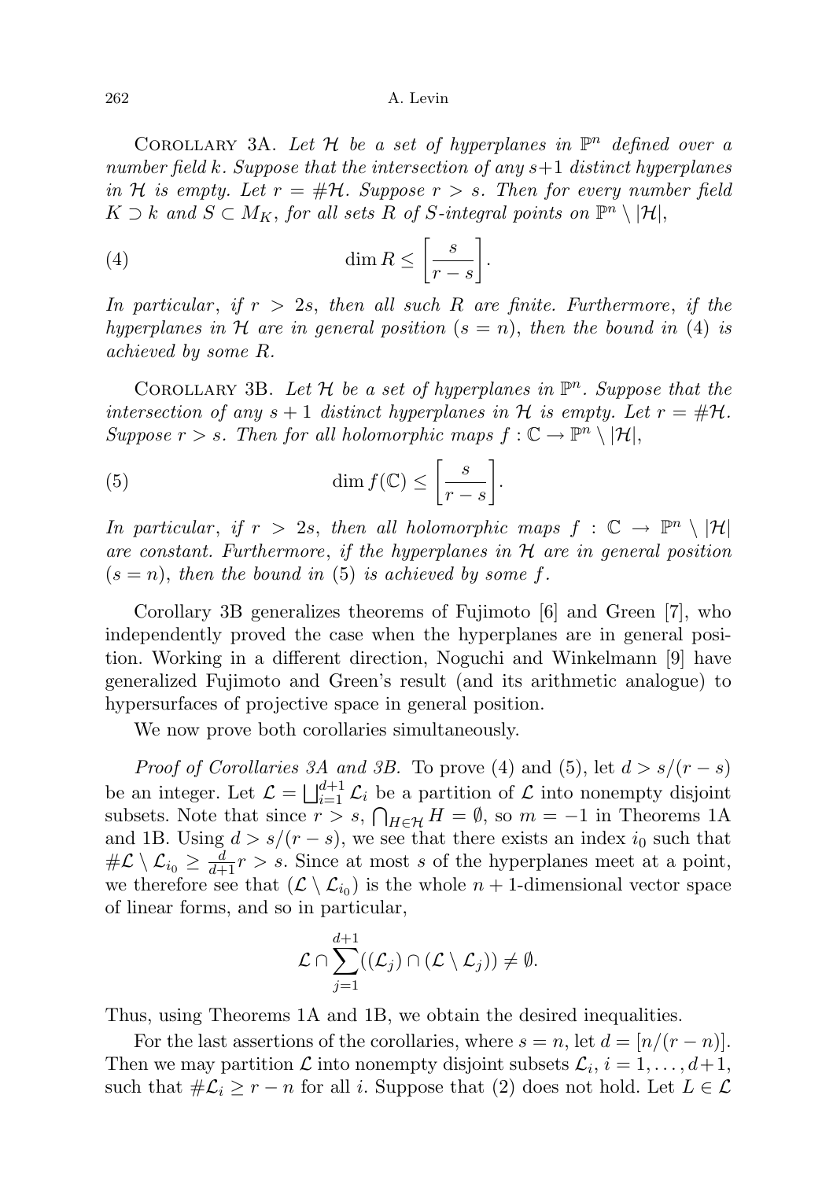Corollary 3A. *Let $\mathcal{H}$ be a set of hyperplanes in $\mathbb{P}^n$ defined over a number field $k$. Suppose that the intersection of any $s+1$ distinct hyperplanes in $\mathcal{H}$ is empty. Let $r = \#\mathcal{H}$. Suppose $r > s$. Then for every number field $K \supset k$ and $S \subset M_K$, for all sets $R$ of $S$-integral points on $\mathbb{P}^n \setminus |\mathcal{H}|$,*

$$\dim R \leq \left[\frac{s}{r-s}\right]. \tag{4}$$

*In particular, if $r > 2s$, then all such $R$ are finite. Furthermore, if the hyperplanes in $\mathcal{H}$ are in general position ($s = n$), then the bound in (4) is achieved by some $R$.*

Corollary 3B. *Let $\mathcal{H}$ be a set of hyperplanes in $\mathbb{P}^n$. Suppose that the intersection of any $s+1$ distinct hyperplanes in $\mathcal{H}$ is empty. Let $r = \#\mathcal{H}$. Suppose $r > s$. Then for all holomorphic maps $f : \mathbb{C} \to \mathbb{P}^n \setminus |\mathcal{H}|$,*

$$\dim f(\mathbb{C}) \leq \left[\frac{s}{r-s}\right]. \tag{5}$$

*In particular, if $r > 2s$, then all holomorphic maps $f : \mathbb{C} \to \mathbb{P}^n \setminus |\mathcal{H}|$ are constant. Furthermore, if the hyperplanes in $\mathcal{H}$ are in general position ($s = n$), then the bound in (5) is achieved by some $f$.*

Corollary 3B generalizes theorems of Fujimoto [6] and Green [7], who independently proved the case when the hyperplanes are in general position. Working in a different direction, Noguchi and Winkelmann [9] have generalized Fujimoto and Green's result (and its arithmetic analogue) to hypersurfaces of projective space in general position.

We now prove both corollaries simultaneously.

*Proof of Corollaries 3A and 3B.* To prove (4) and (5), let $d > s/(r-s)$ be an integer. Let $\mathcal{L} = \bigsqcup_{i=1}^{d+1} \mathcal{L}_i$ be a partition of $\mathcal{L}$ into nonempty disjoint subsets. Note that since $r > s$, $\bigcap_{H \in \mathcal{H}} H = \emptyset$, so $m = -1$ in Theorems 1A and 1B. Using $d > s/(r-s)$, we see that there exists an index $i_0$ such that $\#\mathcal{L} \setminus \mathcal{L}_{i_0} \geq \frac{d}{d+1} r > s$. Since at most $s$ of the hyperplanes meet at a point, we therefore see that $(\mathcal{L} \setminus \mathcal{L}_{i_0})$ is the whole $n+1$-dimensional vector space of linear forms, and so in particular,

$$\mathcal{L} \cap \sum_{j=1}^{d+1} ((\mathcal{L}_j) \cap (\mathcal{L} \setminus \mathcal{L}_j)) \neq \emptyset.$$

Thus, using Theorems 1A and 1B, we obtain the desired inequalities.

For the last assertions of the corollaries, where $s = n$, let $d = [n/(r-n)]$. Then we may partition $\mathcal{L}$ into nonempty disjoint subsets $\mathcal{L}_i$, $i = 1, \ldots, d+1$, such that $\#\mathcal{L}_i \geq r - n$ for all $i$. Suppose that (2) does not hold. Let $L \in \mathcal{L}$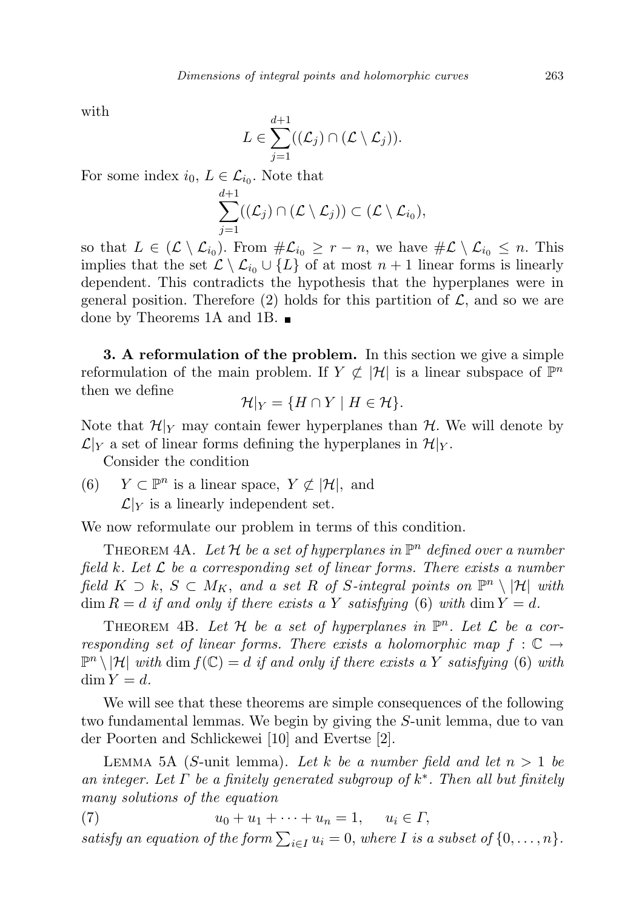with

$$L \in \sum_{j=1}^{d+1} ((\mathcal{L}_j) \cap (\mathcal{L} \setminus \mathcal{L}_j)).$$

For some index $i_0$, $L \in \mathcal{L}_{i_0}$. Note that

$$\sum_{j=1}^{d+1} ((\mathcal{L}_j) \cap (\mathcal{L} \setminus \mathcal{L}_j)) \subset (\mathcal{L} \setminus \mathcal{L}_{i_0}),$$

so that $L \in (\mathcal{L} \setminus \mathcal{L}_{i_0})$. From $\#\mathcal{L}_{i_0} \geq r - n$, we have $\#\mathcal{L} \setminus \mathcal{L}_{i_0} \leq n$. This implies that the set $\mathcal{L} \setminus \mathcal{L}_{i_0} \cup \{L\}$ of at most $n+1$ linear forms is linearly dependent. This contradicts the hypothesis that the hyperplanes were in general position. Therefore (2) holds for this partition of $\mathcal{L}$, and so we are done by Theorems 1A and 1B. ■

**3. A reformulation of the problem.** In this section we give a simple reformulation of the main problem. If $Y \not\subset |\mathcal{H}|$ is a linear subspace of $\mathbb{P}^n$ then we define

$$\mathcal{H}|_Y = \{H \cap Y \mid H \in \mathcal{H}\}.$$

Note that $\mathcal{H}|_Y$ may contain fewer hyperplanes than $\mathcal{H}$. We will denote by $\mathcal{L}|_Y$ a set of linear forms defining the hyperplanes in $\mathcal{H}|_Y$.

Consider the condition

(6) $\quad Y \subset \mathbb{P}^n$ is a linear space, $Y \not\subset |\mathcal{H}|$, and $\mathcal{L}|_Y$ is a linearly independent set.

We now reformulate our problem in terms of this condition.

THEOREM 4A. *Let $\mathcal{H}$ be a set of hyperplanes in $\mathbb{P}^n$ defined over a number field $k$. Let $\mathcal{L}$ be a corresponding set of linear forms. There exists a number field $K \supset k$, $S \subset M_K$, and a set $R$ of $S$-integral points on $\mathbb{P}^n \setminus |\mathcal{H}|$ with $\dim R = d$ if and only if there exists a $Y$ satisfying* (6) *with* $\dim Y = d$.

THEOREM 4B. *Let $\mathcal{H}$ be a set of hyperplanes in $\mathbb{P}^n$. Let $\mathcal{L}$ be a corresponding set of linear forms. There exists a holomorphic map $f : \mathbb{C} \to \mathbb{P}^n \setminus |\mathcal{H}|$ with $\dim f(\mathbb{C}) = d$ if and only if there exists a $Y$ satisfying* (6) *with* $\dim Y = d$.

We will see that these theorems are simple consequences of the following two fundamental lemmas. We begin by giving the $S$-unit lemma, due to van der Poorten and Schlickewei [10] and Evertse [2].

LEMMA 5A ($S$-unit lemma). *Let $k$ be a number field and let $n > 1$ be an integer. Let $\Gamma$ be a finitely generated subgroup of $k^*$. Then all but finitely many solutions of the equation*

$$u_0 + u_1 + \cdots + u_n = 1, \qquad u_i \in \Gamma, \tag{7}$$

*satisfy an equation of the form $\sum_{i \in I} u_i = 0$, where $I$ is a subset of $\{0, \ldots, n\}$.*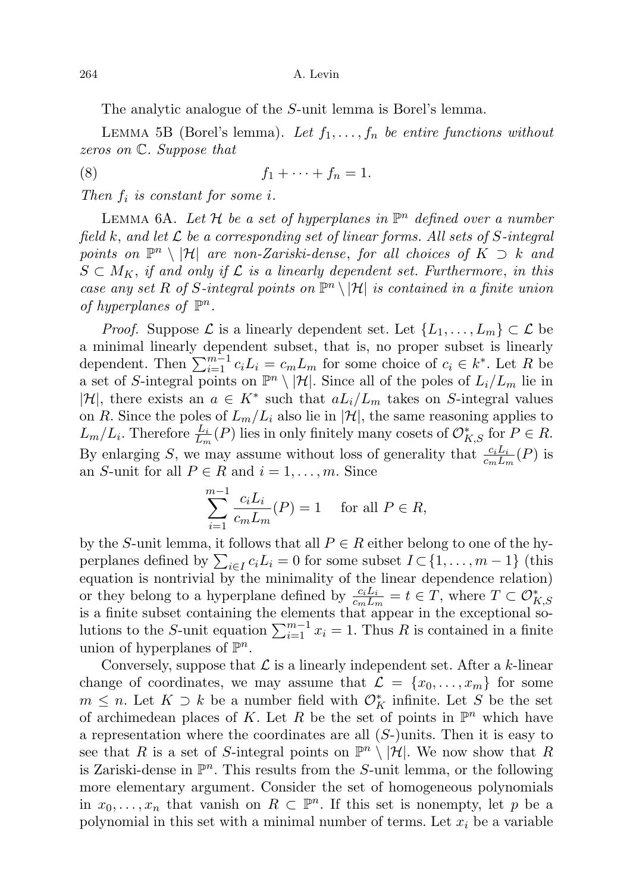The analytic analogue of the $S$-unit lemma is Borel's lemma.

Lemma 5B (Borel's lemma). *Let $f_1, \ldots, f_n$ be entire functions without zeros on $\mathbb{C}$. Suppose that*

$$f_1 + \cdots + f_n = 1. \tag{8}$$

*Then $f_i$ is constant for some $i$.*

Lemma 6A. *Let $\mathcal{H}$ be a set of hyperplanes in $\mathbb{P}^n$ defined over a number field $k$, and let $\mathcal{L}$ be a corresponding set of linear forms. All sets of $S$-integral points on $\mathbb{P}^n \setminus |\mathcal{H}|$ are non-Zariski-dense, for all choices of $K \supset k$ and $S \subset M_K$, if and only if $\mathcal{L}$ is a linearly dependent set. Furthermore, in this case any set $R$ of $S$-integral points on $\mathbb{P}^n \setminus |\mathcal{H}|$ is contained in a finite union of hyperplanes of $\mathbb{P}^n$.*

*Proof.* Suppose $\mathcal{L}$ is a linearly dependent set. Let $\{L_1, \ldots, L_m\} \subset \mathcal{L}$ be a minimal linearly dependent subset, that is, no proper subset is linearly dependent. Then $\sum_{i=1}^{m-1} c_i L_i = c_m L_m$ for some choice of $c_i \in k^*$. Let $R$ be a set of $S$-integral points on $\mathbb{P}^n \setminus |\mathcal{H}|$. Since all of the poles of $L_i/L_m$ lie in $|\mathcal{H}|$, there exists an $a \in K^*$ such that $aL_i/L_m$ takes on $S$-integral values on $R$. Since the poles of $L_m/L_i$ also lie in $|\mathcal{H}|$, the same reasoning applies to $L_m/L_i$. Therefore $\frac{L_i}{L_m}(P)$ lies in only finitely many cosets of $\mathcal{O}_{K,S}^*$ for $P \in R$. By enlarging $S$, we may assume without loss of generality that $\frac{c_i L_i}{c_m L_m}(P)$ is an $S$-unit for all $P \in R$ and $i = 1, \ldots, m$. Since

$$\sum_{i=1}^{m-1} \frac{c_i L_i}{c_m L_m}(P) = 1 \quad \text{for all } P \in R,$$

by the $S$-unit lemma, it follows that all $P \in R$ either belong to one of the hyperplanes defined by $\sum_{i \in I} c_i L_i = 0$ for some subset $I \subset \{1, \ldots, m-1\}$ (this equation is nontrivial by the minimality of the linear dependence relation) or they belong to a hyperplane defined by $\frac{c_i L_i}{c_m L_m} = t \in T$, where $T \subset \mathcal{O}_{K,S}^*$ is a finite subset containing the elements that appear in the exceptional solutions to the $S$-unit equation $\sum_{i=1}^{m-1} x_i = 1$. Thus $R$ is contained in a finite union of hyperplanes of $\mathbb{P}^n$.

Conversely, suppose that $\mathcal{L}$ is a linearly independent set. After a $k$-linear change of coordinates, we may assume that $\mathcal{L} = \{x_0, \ldots, x_m\}$ for some $m \leq n$. Let $K \supset k$ be a number field with $\mathcal{O}_K^*$ infinite. Let $S$ be the set of archimedean places of $K$. Let $R$ be the set of points in $\mathbb{P}^n$ which have a representation where the coordinates are all ($S$-)units. Then it is easy to see that $R$ is a set of $S$-integral points on $\mathbb{P}^n \setminus |\mathcal{H}|$. We now show that $R$ is Zariski-dense in $\mathbb{P}^n$. This results from the $S$-unit lemma, or the following more elementary argument. Consider the set of homogeneous polynomials in $x_0, \ldots, x_n$ that vanish on $R \subset \mathbb{P}^n$. If this set is nonempty, let $p$ be a polynomial in this set with a minimal number of terms. Let $x_i$ be a variable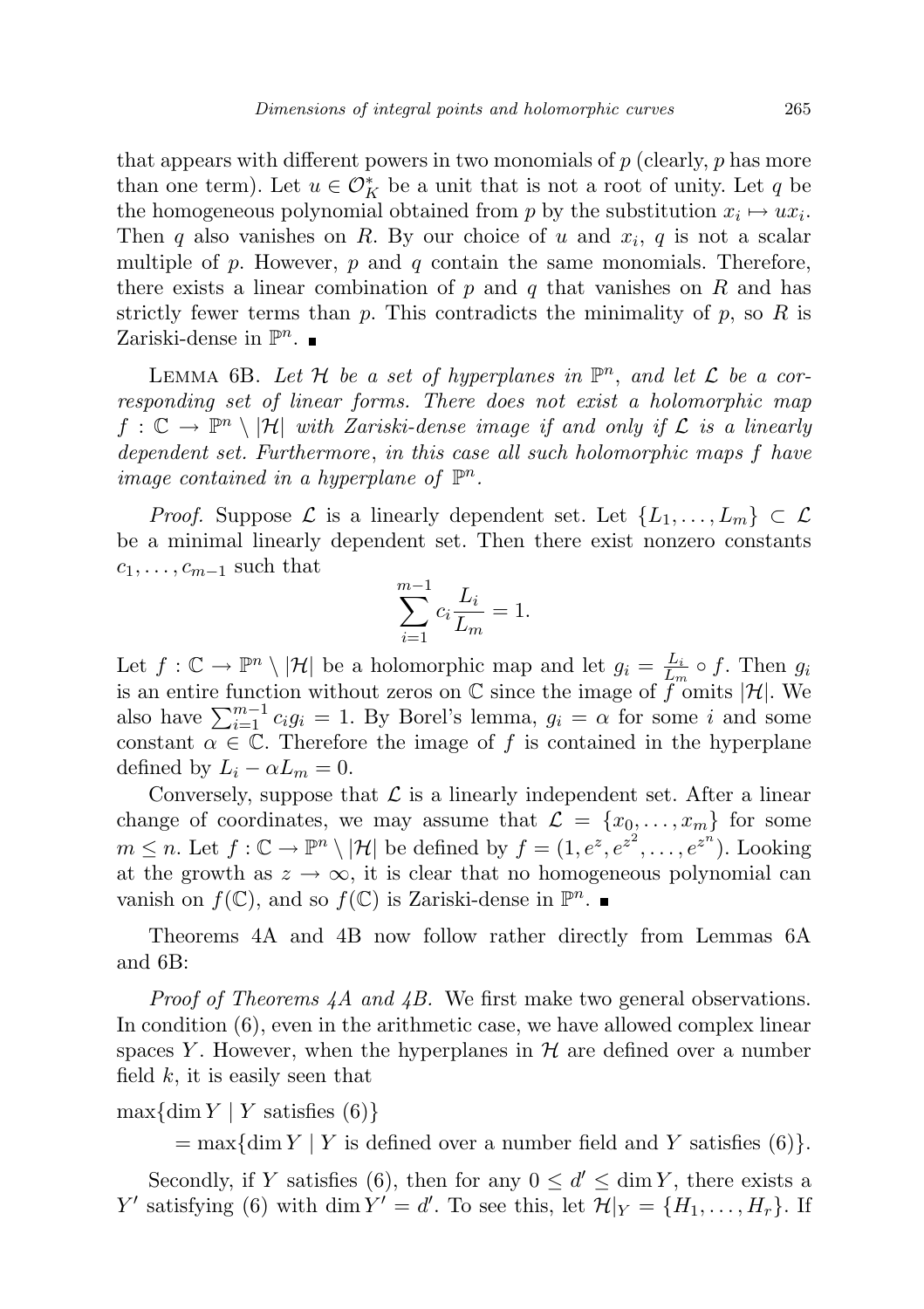that appears with different powers in two monomials of $p$ (clearly, $p$ has more than one term). Let $u \in \mathcal{O}_K^*$ be a unit that is not a root of unity. Let $q$ be the homogeneous polynomial obtained from $p$ by the substitution $x_i \mapsto ux_i$. Then $q$ also vanishes on $R$. By our choice of $u$ and $x_i$, $q$ is not a scalar multiple of $p$. However, $p$ and $q$ contain the same monomials. Therefore, there exists a linear combination of $p$ and $q$ that vanishes on $R$ and has strictly fewer terms than $p$. This contradicts the minimality of $p$, so $R$ is Zariski-dense in $\mathbb{P}^n$. ■

LEMMA 6B. *Let $\mathcal{H}$ be a set of hyperplanes in $\mathbb{P}^n$, and let $\mathcal{L}$ be a corresponding set of linear forms. There does not exist a holomorphic map $f : \mathbb{C} \to \mathbb{P}^n \setminus |\mathcal{H}|$ with Zariski-dense image if and only if $\mathcal{L}$ is a linearly dependent set. Furthermore, in this case all such holomorphic maps $f$ have image contained in a hyperplane of $\mathbb{P}^n$.*

*Proof.* Suppose $\mathcal{L}$ is a linearly dependent set. Let $\{L_1, \ldots, L_m\} \subset \mathcal{L}$ be a minimal linearly dependent set. Then there exist nonzero constants $c_1, \ldots, c_{m-1}$ such that

$$\sum_{i=1}^{m-1} c_i \frac{L_i}{L_m} = 1.$$

Let $f : \mathbb{C} \to \mathbb{P}^n \setminus |\mathcal{H}|$ be a holomorphic map and let $g_i = \frac{L_i}{L_m} \circ f$. Then $g_i$ is an entire function without zeros on $\mathbb{C}$ since the image of $f$ omits $|\mathcal{H}|$. We also have $\sum_{i=1}^{m-1} c_i g_i = 1$. By Borel's lemma, $g_i = \alpha$ for some $i$ and some constant $\alpha \in \mathbb{C}$. Therefore the image of $f$ is contained in the hyperplane defined by $L_i - \alpha L_m = 0$.

Conversely, suppose that $\mathcal{L}$ is a linearly independent set. After a linear change of coordinates, we may assume that $\mathcal{L} = \{x_0, \ldots, x_m\}$ for some $m \leq n$. Let $f : \mathbb{C} \to \mathbb{P}^n \setminus |\mathcal{H}|$ be defined by $f = (1, e^z, e^{z^2}, \ldots, e^{z^n})$. Looking at the growth as $z \to \infty$, it is clear that no homogeneous polynomial can vanish on $f(\mathbb{C})$, and so $f(\mathbb{C})$ is Zariski-dense in $\mathbb{P}^n$. ■

Theorems 4A and 4B now follow rather directly from Lemmas 6A and 6B:

*Proof of Theorems 4A and 4B.* We first make two general observations. In condition (6), even in the arithmetic case, we have allowed complex linear spaces $Y$. However, when the hyperplanes in $\mathcal{H}$ are defined over a number field $k$, it is easily seen that

$$\max\{\dim Y \mid Y \text{ satisfies (6)}\}$$
$$= \max\{\dim Y \mid Y \text{ is defined over a number field and } Y \text{ satisfies (6)}\}.$$

Secondly, if $Y$ satisfies (6), then for any $0 \leq d' \leq \dim Y$, there exists a $Y'$ satisfying (6) with $\dim Y' = d'$. To see this, let $\mathcal{H}|_Y = \{H_1, \ldots, H_r\}$. If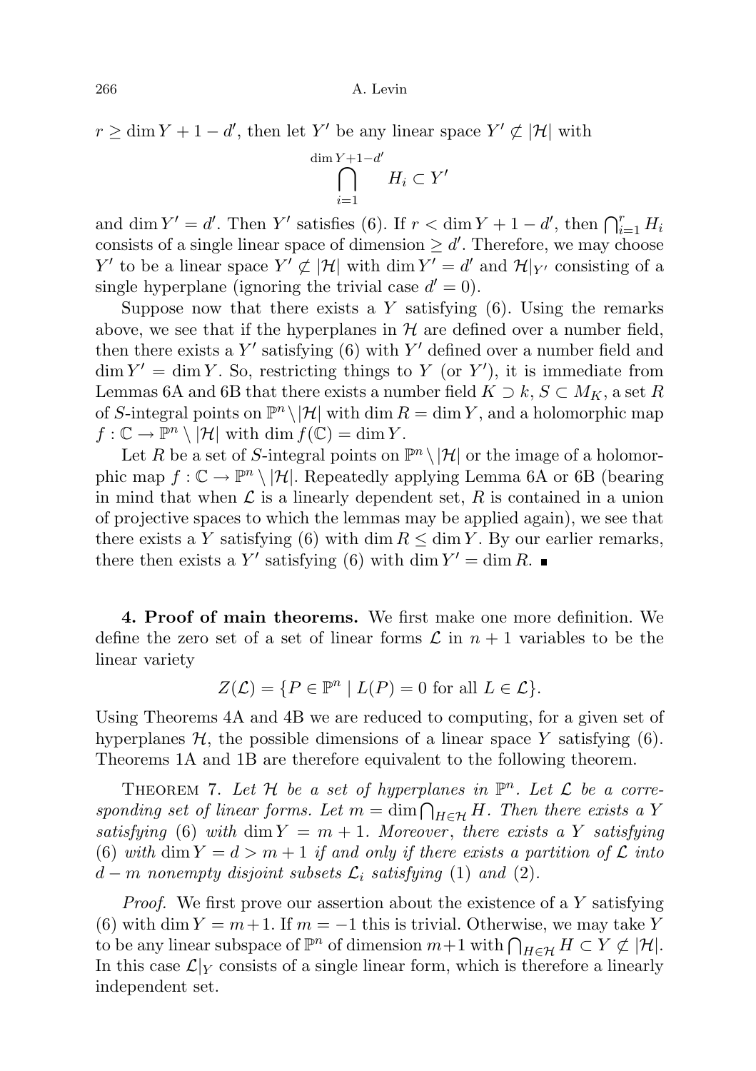$r \geq \dim Y + 1 - d'$, then let $Y'$ be any linear space $Y' \not\subset |\mathcal{H}|$ with

$$\bigcap_{i=1}^{\dim Y+1-d'} H_i \subset Y'$$

and $\dim Y' = d'$. Then $Y'$ satisfies (6). If $r < \dim Y + 1 - d'$, then $\bigcap_{i=1}^{r} H_i$ consists of a single linear space of dimension $\geq d'$. Therefore, we may choose $Y'$ to be a linear space $Y' \not\subset |\mathcal{H}|$ with $\dim Y' = d'$ and $\mathcal{H}|_{Y'}$ consisting of a single hyperplane (ignoring the trivial case $d' = 0$).

Suppose now that there exists a $Y$ satisfying (6). Using the remarks above, we see that if the hyperplanes in $\mathcal{H}$ are defined over a number field, then there exists a $Y'$ satisfying (6) with $Y'$ defined over a number field and $\dim Y' = \dim Y$. So, restricting things to $Y$ (or $Y'$), it is immediate from Lemmas 6A and 6B that there exists a number field $K \supset k$, $S \subset M_K$, a set $R$ of $S$-integral points on $\mathbb{P}^n \setminus |\mathcal{H}|$ with $\dim R = \dim Y$, and a holomorphic map $f : \mathbb{C} \to \mathbb{P}^n \setminus |\mathcal{H}|$ with $\dim f(\mathbb{C}) = \dim Y$.

Let $R$ be a set of $S$-integral points on $\mathbb{P}^n \setminus |\mathcal{H}|$ or the image of a holomorphic map $f : \mathbb{C} \to \mathbb{P}^n \setminus |\mathcal{H}|$. Repeatedly applying Lemma 6A or 6B (bearing in mind that when $\mathcal{L}$ is a linearly dependent set, $R$ is contained in a union of projective spaces to which the lemmas may be applied again), we see that there exists a $Y$ satisfying (6) with $\dim R \leq \dim Y$. By our earlier remarks, there then exists a $Y'$ satisfying (6) with $\dim Y' = \dim R$. ∎

## 4. Proof of main theorems.

We first make one more definition. We define the zero set of a set of linear forms $\mathcal{L}$ in $n+1$ variables to be the linear variety

$$Z(\mathcal{L}) = \{P \in \mathbb{P}^n \mid L(P) = 0 \text{ for all } L \in \mathcal{L}\}.$$

Using Theorems 4A and 4B we are reduced to computing, for a given set of hyperplanes $\mathcal{H}$, the possible dimensions of a linear space $Y$ satisfying (6). Theorems 1A and 1B are therefore equivalent to the following theorem.

Theorem 7. *Let $\mathcal{H}$ be a set of hyperplanes in $\mathbb{P}^n$. Let $\mathcal{L}$ be a corresponding set of linear forms. Let $m = \dim \bigcap_{H \in \mathcal{H}} H$. Then there exists a $Y$ satisfying* (6) *with $\dim Y = m + 1$. Moreover, there exists a $Y$ satisfying* (6) *with $\dim Y = d > m + 1$ if and only if there exists a partition of $\mathcal{L}$ into $d - m$ nonempty disjoint subsets $\mathcal{L}_i$ satisfying* (1) *and* (2).

*Proof.* We first prove our assertion about the existence of a $Y$ satisfying (6) with $\dim Y = m+1$. If $m = -1$ this is trivial. Otherwise, we may take $Y$ to be any linear subspace of $\mathbb{P}^n$ of dimension $m+1$ with $\bigcap_{H \in \mathcal{H}} H \subset Y \not\subset |\mathcal{H}|$. In this case $\mathcal{L}|_Y$ consists of a single linear form, which is therefore a linearly independent set.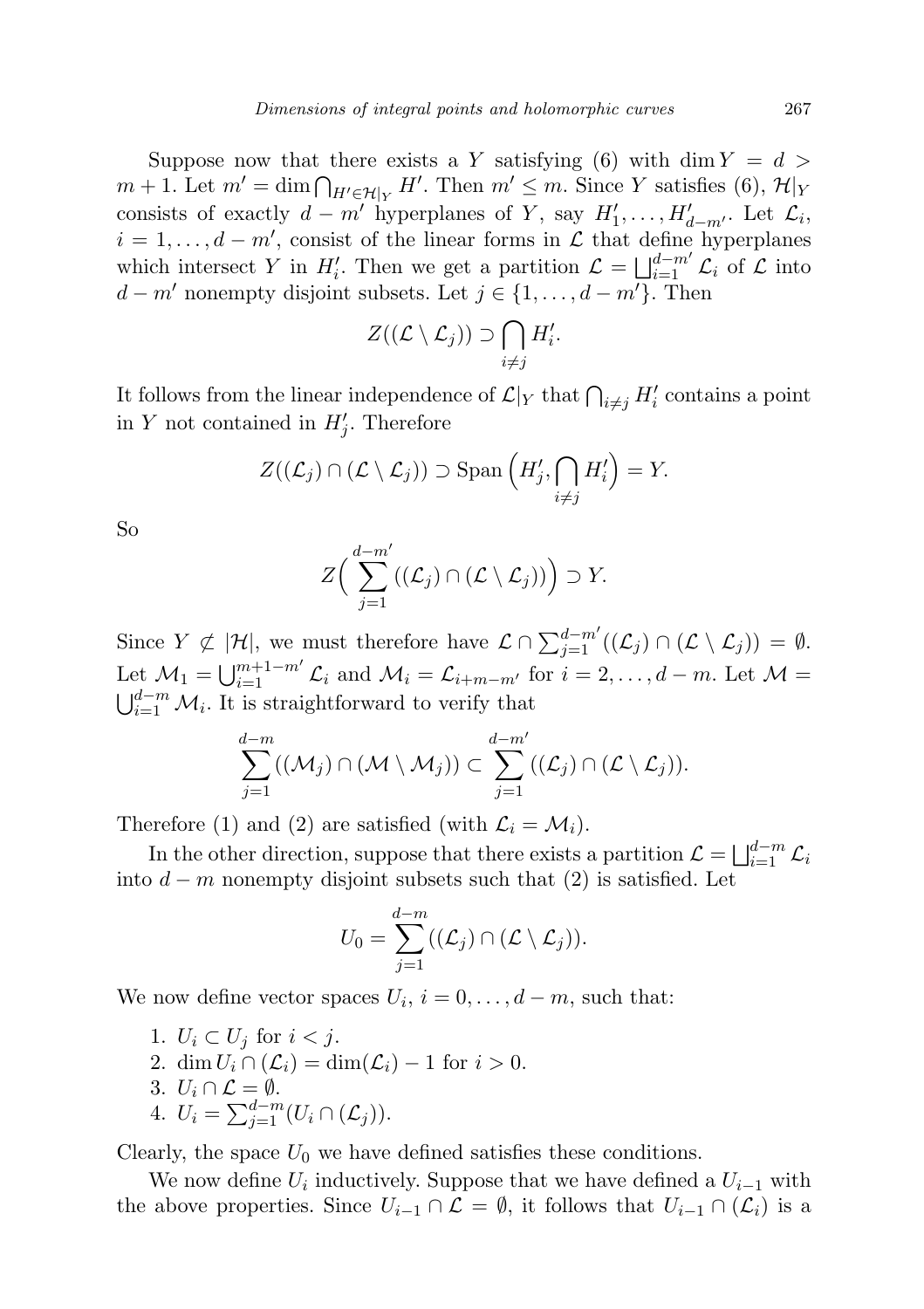Suppose now that there exists a $Y$ satisfying (6) with $\dim Y = d > m+1$. Let $m' = \dim \bigcap_{H' \in \mathcal{H}|_Y} H'$. Then $m' \le m$. Since $Y$ satisfies (6), $\mathcal{H}|_Y$ consists of exactly $d - m'$ hyperplanes of $Y$, say $H'_1, \dots, H'_{d-m'}$. Let $\mathcal{L}_i$, $i = 1, \dots, d-m'$, consist of the linear forms in $\mathcal{L}$ that define hyperplanes which intersect $Y$ in $H'_i$. Then we get a partition $\mathcal{L} = \bigsqcup_{i=1}^{d-m'} \mathcal{L}_i$ of $\mathcal{L}$ into $d - m'$ nonempty disjoint subsets. Let $j \in \{1, \dots, d-m'\}$. Then

$$Z((\mathcal{L} \setminus \mathcal{L}_j)) \supset \bigcap_{i \ne j} H'_i.$$

It follows from the linear independence of $\mathcal{L}|_Y$ that $\bigcap_{i\ne j} H'_i$ contains a point in $Y$ not contained in $H'_j$. Therefore

$$Z((\mathcal{L}_j) \cap (\mathcal{L} \setminus \mathcal{L}_j)) \supset \operatorname{Span}\Big(H'_j, \bigcap_{i \ne j} H'_i\Big) = Y.$$

So

$$Z\Big(\sum_{j=1}^{d-m'} ((\mathcal{L}_j) \cap (\mathcal{L} \setminus \mathcal{L}_j))\Big) \supset Y.$$

Since $Y \not\subset |\mathcal{H}|$, we must therefore have $\mathcal{L} \cap \sum_{j=1}^{d-m'} ((\mathcal{L}_j) \cap (\mathcal{L} \setminus \mathcal{L}_j)) = \emptyset$. Let $\mathcal{M}_1 = \bigcup_{i=1}^{m+1-m'} \mathcal{L}_i$ and $\mathcal{M}_i = \mathcal{L}_{i+m-m'}$ for $i = 2, \dots, d-m$. Let $\mathcal{M} = \bigcup_{i=1}^{d-m} \mathcal{M}_i$. It is straightforward to verify that

$$\sum_{j=1}^{d-m} ((\mathcal{M}_j) \cap (\mathcal{M} \setminus \mathcal{M}_j)) \subset \sum_{j=1}^{d-m'} ((\mathcal{L}_j) \cap (\mathcal{L} \setminus \mathcal{L}_j)).$$

Therefore (1) and (2) are satisfied (with $\mathcal{L}_i = \mathcal{M}_i$).

In the other direction, suppose that there exists a partition $\mathcal{L} = \bigsqcup_{i=1}^{d-m} \mathcal{L}_i$ into $d - m$ nonempty disjoint subsets such that (2) is satisfied. Let

$$U_0 = \sum_{j=1}^{d-m} ((\mathcal{L}_j) \cap (\mathcal{L} \setminus \mathcal{L}_j)).$$

We now define vector spaces $U_i$, $i = 0, \dots, d-m$, such that:

1. $U_i \subset U_j$ for $i < j$.
2. $\dim U_i \cap (\mathcal{L}_i) = \dim(\mathcal{L}_i) - 1$ for $i > 0$.
3. $U_i \cap \mathcal{L} = \emptyset$.
4. $U_i = \sum_{j=1}^{d-m} (U_i \cap (\mathcal{L}_j))$.

Clearly, the space $U_0$ we have defined satisfies these conditions.

We now define $U_i$ inductively. Suppose that we have defined a $U_{i-1}$ with the above properties. Since $U_{i-1} \cap \mathcal{L} = \emptyset$, it follows that $U_{i-1} \cap (\mathcal{L}_i)$ is a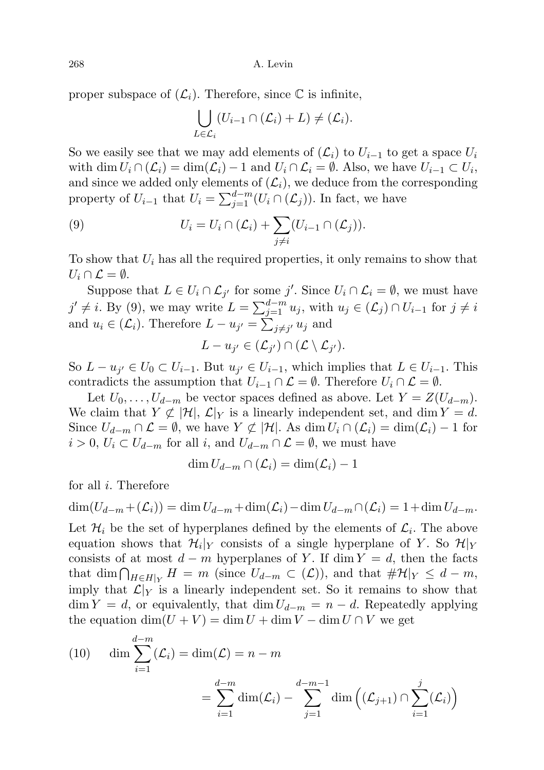proper subspace of $(\mathcal{L}_i)$. Therefore, since $\mathbb{C}$ is infinite,

$$\bigcup_{L\in\mathcal{L}_i} (U_{i-1}\cap(\mathcal{L}_i)+L)\neq(\mathcal{L}_i).$$

So we easily see that we may add elements of $(\mathcal{L}_i)$ to $U_{i-1}$ to get a space $U_i$ with $\dim U_i\cap(\mathcal{L}_i)=\dim(\mathcal{L}_i)-1$ and $U_i\cap\mathcal{L}_i=\emptyset$. Also, we have $U_{i-1}\subset U_i$, and since we added only elements of $(\mathcal{L}_i)$, we deduce from the corresponding property of $U_{i-1}$ that $U_i=\sum_{j=1}^{d-m}(U_i\cap(\mathcal{L}_j))$. In fact, we have

$$U_i=U_i\cap(\mathcal{L}_i)+\sum_{j\neq i}(U_{i-1}\cap(\mathcal{L}_j)). \tag{9}$$

To show that $U_i$ has all the required properties, it only remains to show that $U_i\cap\mathcal{L}=\emptyset$.

Suppose that $L\in U_i\cap\mathcal{L}_{j'}$ for some $j'$. Since $U_i\cap\mathcal{L}_i=\emptyset$, we must have $j'\neq i$. By (9), we may write $L=\sum_{j=1}^{d-m}u_j$, with $u_j\in(\mathcal{L}_j)\cap U_{i-1}$ for $j\neq i$ and $u_i\in(\mathcal{L}_i)$. Therefore $L-u_{j'}=\sum_{j\neq j'}u_j$ and

$$L-u_{j'}\in(\mathcal{L}_{j'})\cap(\mathcal{L}\setminus\mathcal{L}_{j'}).$$

So $L-u_{j'}\in U_0\subset U_{i-1}$. But $u_{j'}\in U_{i-1}$, which implies that $L\in U_{i-1}$. This contradicts the assumption that $U_{i-1}\cap\mathcal{L}=\emptyset$. Therefore $U_i\cap\mathcal{L}=\emptyset$.

Let $U_0,\dots,U_{d-m}$ be vector spaces defined as above. Let $Y=Z(U_{d-m})$. We claim that $Y\not\subset|\mathcal{H}|$, $\mathcal{L}|_Y$ is a linearly independent set, and $\dim Y=d$. Since $U_{d-m}\cap\mathcal{L}=\emptyset$, we have $Y\not\subset|\mathcal{H}|$. As $\dim U_i\cap(\mathcal{L}_i)=\dim(\mathcal{L}_i)-1$ for $i>0$, $U_i\subset U_{d-m}$ for all $i$, and $U_{d-m}\cap\mathcal{L}=\emptyset$, we must have

$$\dim U_{d-m}\cap(\mathcal{L}_i)=\dim(\mathcal{L}_i)-1$$

for all $i$. Therefore

$$\dim(U_{d-m}+(\mathcal{L}_i))=\dim U_{d-m}+\dim(\mathcal{L}_i)-\dim U_{d-m}\cap(\mathcal{L}_i)=1+\dim U_{d-m}.$$

Let $\mathcal{H}_i$ be the set of hyperplanes defined by the elements of $\mathcal{L}_i$. The above equation shows that $\mathcal{H}_i|_Y$ consists of a single hyperplane of $Y$. So $\mathcal{H}|_Y$ consists of at most $d-m$ hyperplanes of $Y$. If $\dim Y=d$, then the facts that $\dim\bigcap_{H\in H|_Y}H=m$ (since $U_{d-m}\subset(\mathcal{L})$), and that $\#\mathcal{H}|_Y\leq d-m$, imply that $\mathcal{L}|_Y$ is a linearly independent set. So it remains to show that $\dim Y=d$, or equivalently, that $\dim U_{d-m}=n-d$. Repeatedly applying the equation $\dim(U+V)=\dim U+\dim V-\dim U\cap V$ we get

$$\begin{aligned}\dim\sum_{i=1}^{d-m}(\mathcal{L}_i)&=\dim(\mathcal{L})=n-m\\ &=\sum_{i=1}^{d-m}\dim(\mathcal{L}_i)-\sum_{j=1}^{d-m-1}\dim\Big((\mathcal{L}_{j+1})\cap\sum_{i=1}^{j}(\mathcal{L}_i)\Big)\end{aligned} \tag{10}$$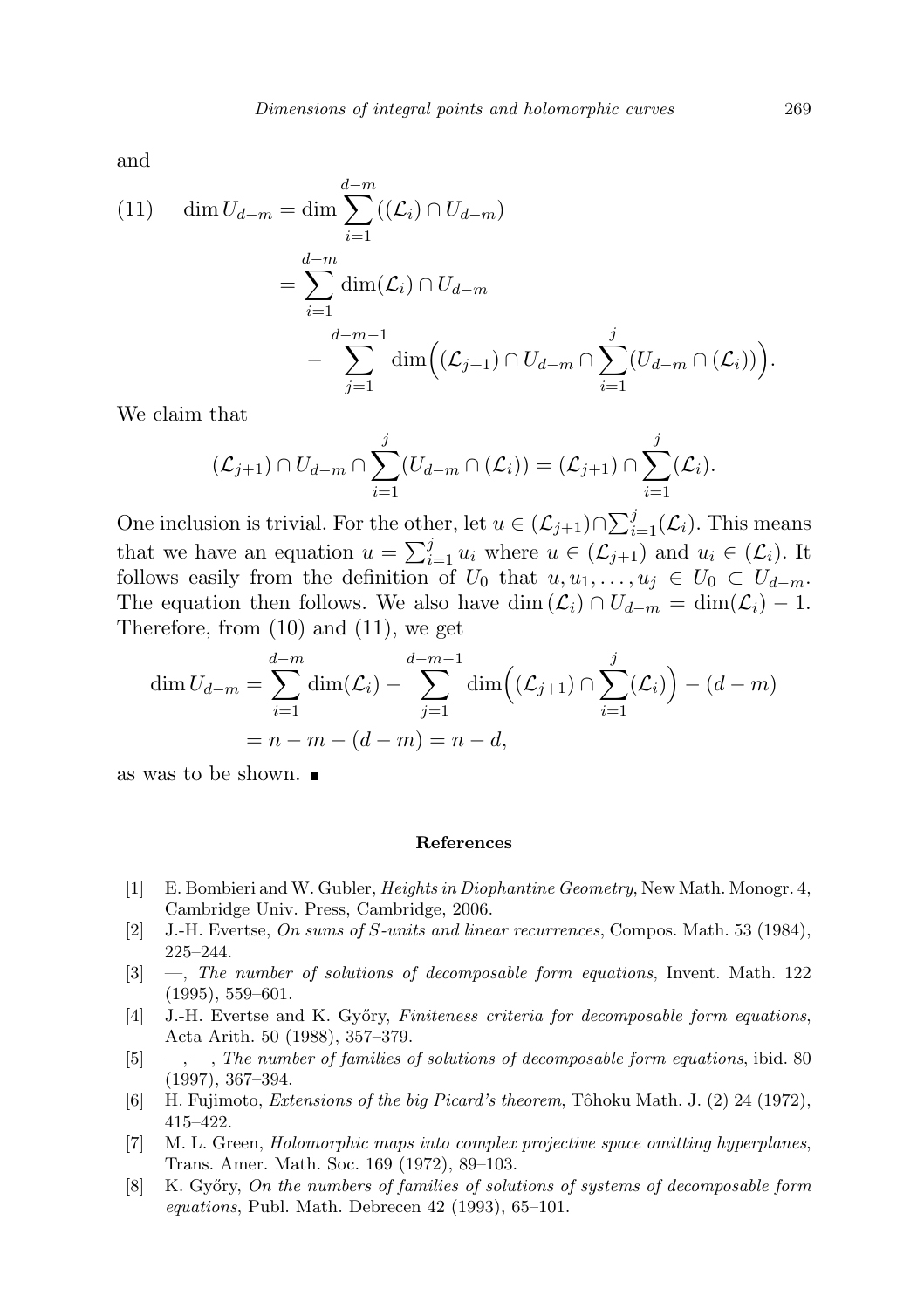and

$$
\begin{aligned}
(11)\qquad \dim U_{d-m} &= \dim \sum_{i=1}^{d-m} ((\mathcal{L}_i) \cap U_{d-m}) \\
&= \sum_{i=1}^{d-m} \dim(\mathcal{L}_i) \cap U_{d-m} \\
&\quad - \sum_{j=1}^{d-m-1} \dim\Big((\mathcal{L}_{j+1}) \cap U_{d-m} \cap \sum_{i=1}^{j} (U_{d-m} \cap (\mathcal{L}_i))\Big).
\end{aligned}
$$

We claim that

$$
(\mathcal{L}_{j+1}) \cap U_{d-m} \cap \sum_{i=1}^{j} (U_{d-m} \cap (\mathcal{L}_i)) = (\mathcal{L}_{j+1}) \cap \sum_{i=1}^{j} (\mathcal{L}_i).
$$

One inclusion is trivial. For the other, let $u \in (\mathcal{L}_{j+1}) \cap \sum_{i=1}^{j} (\mathcal{L}_i)$. This means that we have an equation $u = \sum_{i=1}^{j} u_i$ where $u \in (\mathcal{L}_{j+1})$ and $u_i \in (\mathcal{L}_i)$. It follows easily from the definition of $U_0$ that $u, u_1, \ldots, u_j \in U_0 \subset U_{d-m}$. The equation then follows. We also have $\dim (\mathcal{L}_i) \cap U_{d-m} = \dim(\mathcal{L}_i) - 1$. Therefore, from (10) and (11), we get

$$
\begin{aligned}
\dim U_{d-m} &= \sum_{i=1}^{d-m} \dim(\mathcal{L}_i) - \sum_{j=1}^{d-m-1} \dim\Big((\mathcal{L}_{j+1}) \cap \sum_{i=1}^{j} (\mathcal{L}_i)\Big) - (d-m) \\
&= n - m - (d-m) = n - d,
\end{aligned}
$$

as was to be shown. ■

## References

[1] E. Bombieri and W. Gubler, *Heights in Diophantine Geometry*, New Math. Monogr. 4, Cambridge Univ. Press, Cambridge, 2006.

[2] J.-H. Evertse, *On sums of S-units and linear recurrences*, Compos. Math. 53 (1984), 225–244.

[3] —, *The number of solutions of decomposable form equations*, Invent. Math. 122 (1995), 559–601.

[4] J.-H. Evertse and K. Győry, *Finiteness criteria for decomposable form equations*, Acta Arith. 50 (1988), 357–379.

[5] —, —, *The number of families of solutions of decomposable form equations*, ibid. 80 (1997), 367–394.

[6] H. Fujimoto, *Extensions of the big Picard's theorem*, Tôhoku Math. J. (2) 24 (1972), 415–422.

[7] M. L. Green, *Holomorphic maps into complex projective space omitting hyperplanes*, Trans. Amer. Math. Soc. 169 (1972), 89–103.

[8] K. Győry, *On the numbers of families of solutions of systems of decomposable form equations*, Publ. Math. Debrecen 42 (1993), 65–101.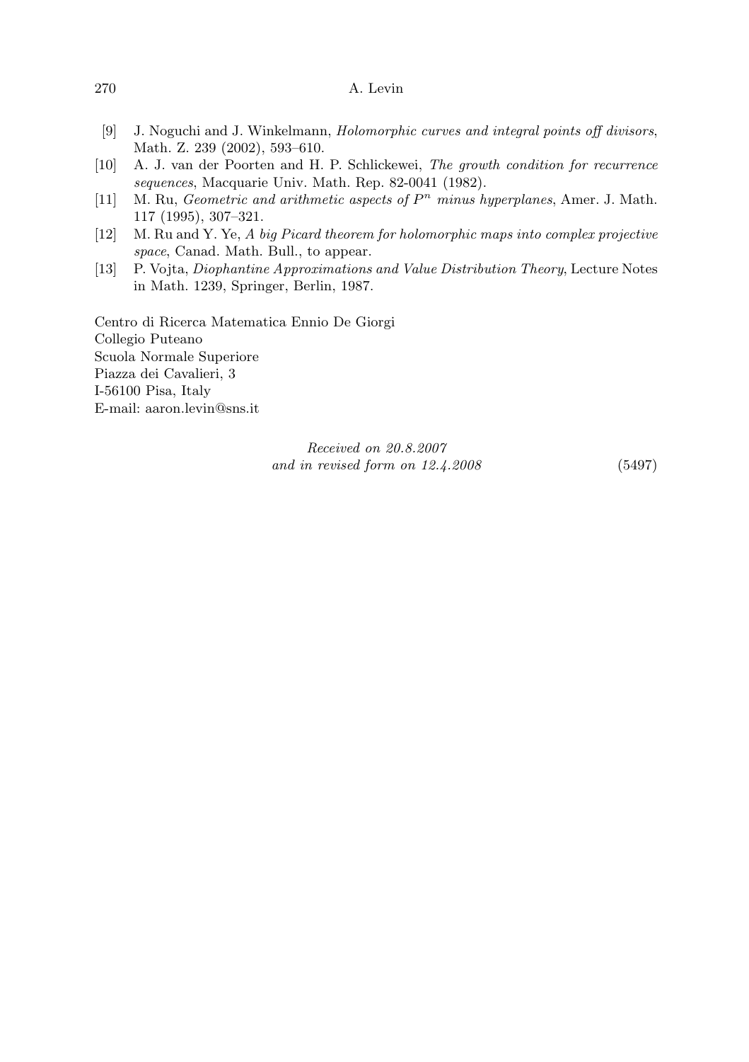[9] J. Noguchi and J. Winkelmann, *Holomorphic curves and integral points off divisors*, Math. Z. 239 (2002), 593–610.

[10] A. J. van der Poorten and H. P. Schlickewei, *The growth condition for recurrence sequences*, Macquarie Univ. Math. Rep. 82-0041 (1982).

[11] M. Ru, *Geometric and arithmetic aspects of $P^n$ minus hyperplanes*, Amer. J. Math. 117 (1995), 307–321.

[12] M. Ru and Y. Ye, *A big Picard theorem for holomorphic maps into complex projective space*, Canad. Math. Bull., to appear.

[13] P. Vojta, *Diophantine Approximations and Value Distribution Theory*, Lecture Notes in Math. 1239, Springer, Berlin, 1987.

Centro di Ricerca Matematica Ennio De Giorgi
Collegio Puteano
Scuola Normale Superiore
Piazza dei Cavalieri, 3
I-56100 Pisa, Italy
E-mail: aaron.levin@sns.it

*Received on 20.8.2007*
*and in revised form on 12.4.2008* (5497)